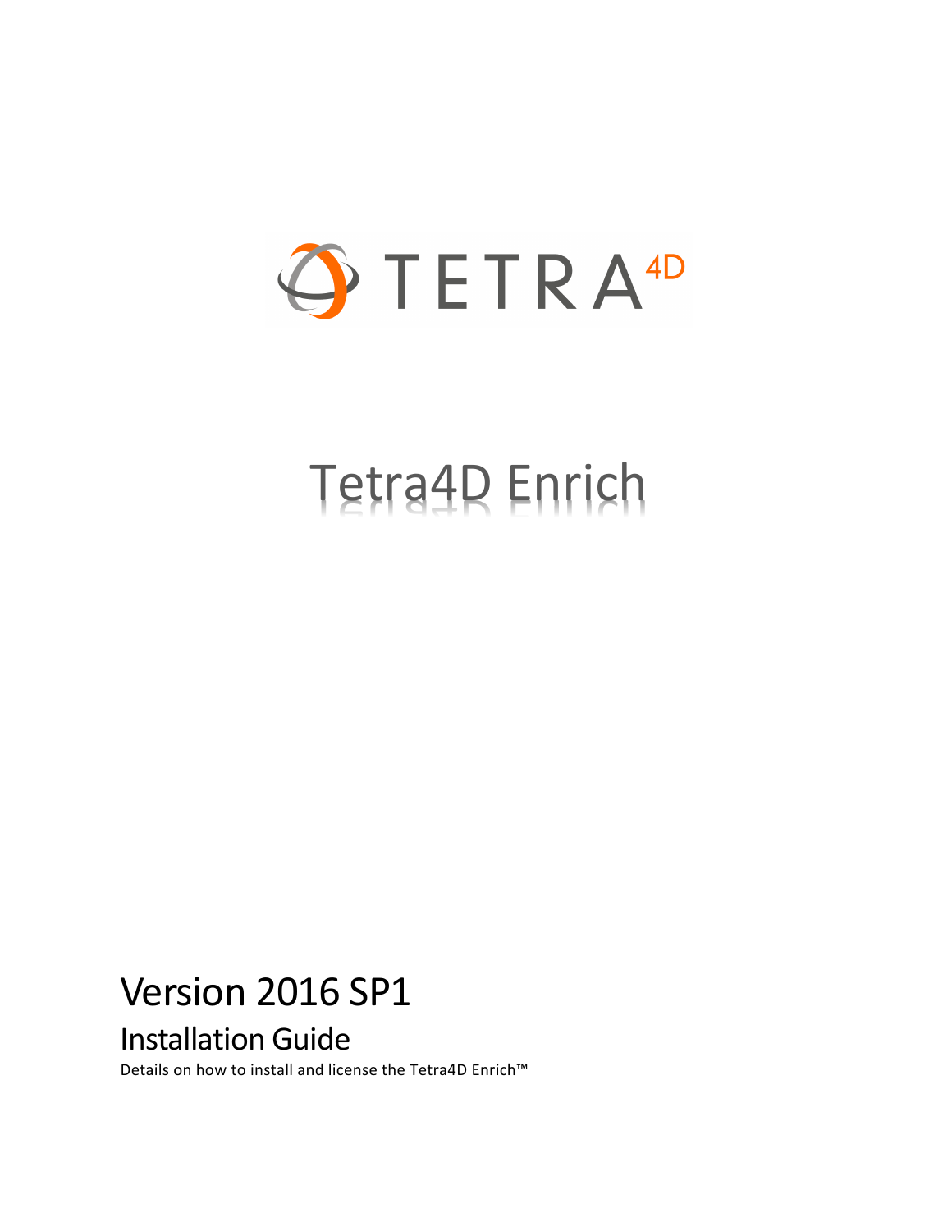TETRA 4D

# Tetra4D Enrich

## Version 2016 SP1

### Installation Guide

Details on how to install and license the Tetra4D Enrich™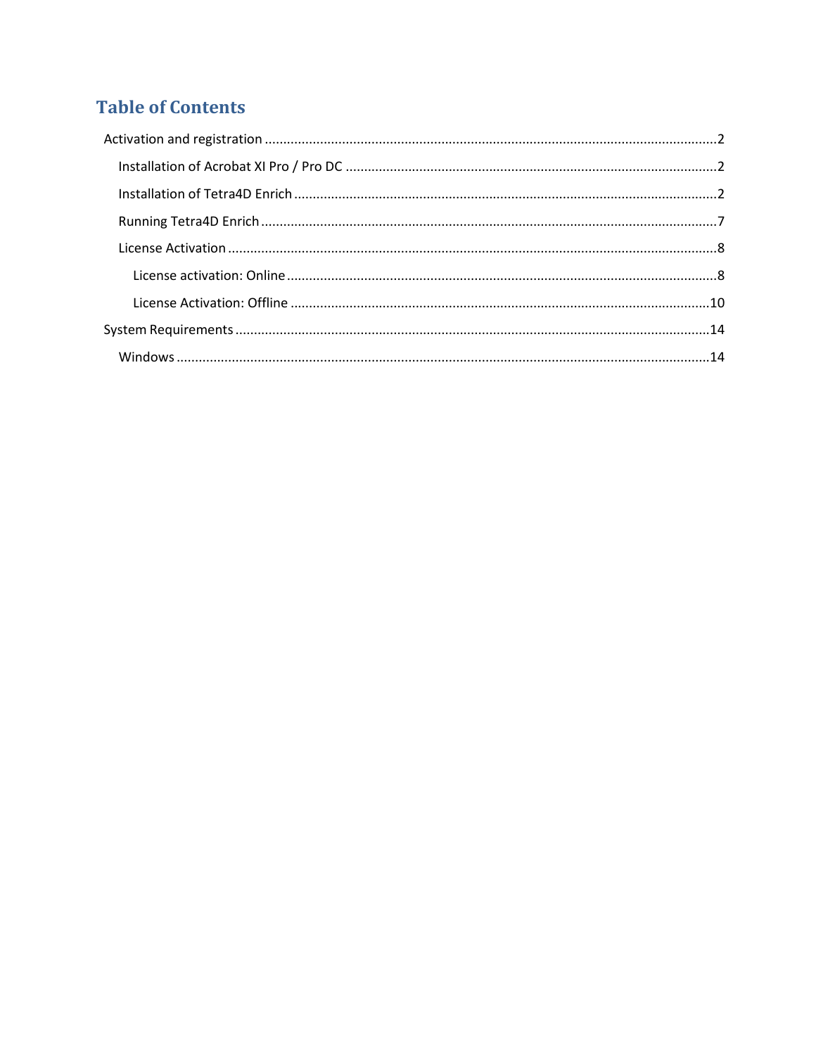# Table of Contents

- Activation and registration ........................................................ 2
  - Installation of Acrobat XI Pro / Pro DC ........................................................ 2
  - Installation of Tetra4D Enrich ........................................................ 2
  - Running Tetra4D Enrich ........................................................ 7
  - License Activation ........................................................ 8
    - License activation: Online ........................................................ 8
    - License Activation: Offline ........................................................ 10
- System Requirements ........................................................ 14
  - Windows ........................................................ 14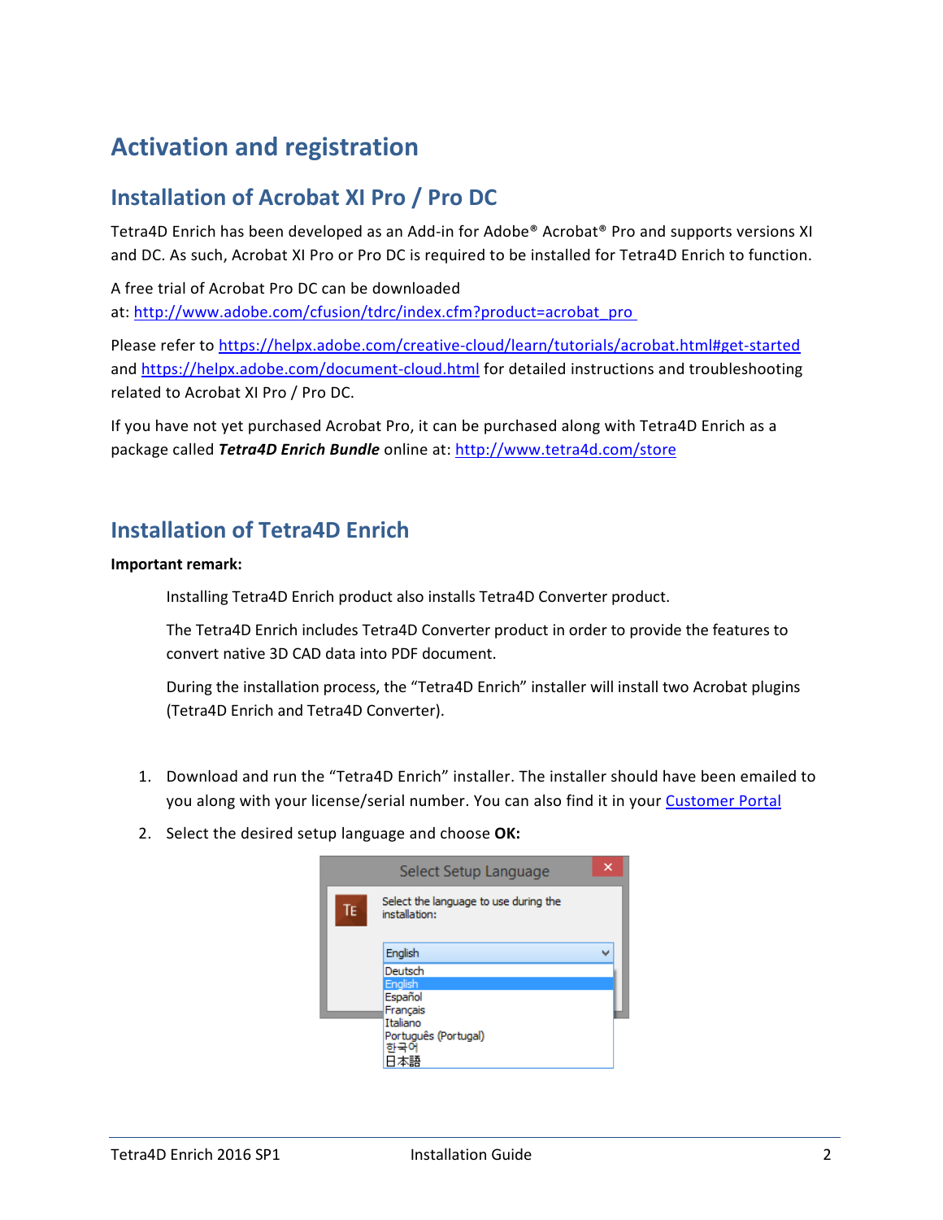# Activation and registration

## Installation of Acrobat XI Pro / Pro DC

Tetra4D Enrich has been developed as an Add-in for Adobe® Acrobat® Pro and supports versions XI and DC. As such, Acrobat XI Pro or Pro DC is required to be installed for Tetra4D Enrich to function.

A free trial of Acrobat Pro DC can be downloaded at: http://www.adobe.com/cfusion/tdrc/index.cfm?product=acrobat_pro

Please refer to https://helpx.adobe.com/creative-cloud/learn/tutorials/acrobat.html#get-started and https://helpx.adobe.com/document-cloud.html for detailed instructions and troubleshooting related to Acrobat XI Pro / Pro DC.

If you have not yet purchased Acrobat Pro, it can be purchased along with Tetra4D Enrich as a package called ***Tetra4D Enrich Bundle*** online at: http://www.tetra4d.com/store

## Installation of Tetra4D Enrich

**Important remark:**

Installing Tetra4D Enrich product also installs Tetra4D Converter product.

The Tetra4D Enrich includes Tetra4D Converter product in order to provide the features to convert native 3D CAD data into PDF document.

During the installation process, the "Tetra4D Enrich" installer will install two Acrobat plugins (Tetra4D Enrich and Tetra4D Converter).

1. Download and run the "Tetra4D Enrich" installer. The installer should have been emailed to you along with your license/serial number. You can also find it in your Customer Portal
2. Select the desired setup language and choose **OK:**

Select Setup Language

Select the language to use during the installation:

English

Deutsch
English
Español
Français
Italiano
Português (Portugal)
한국어
日本語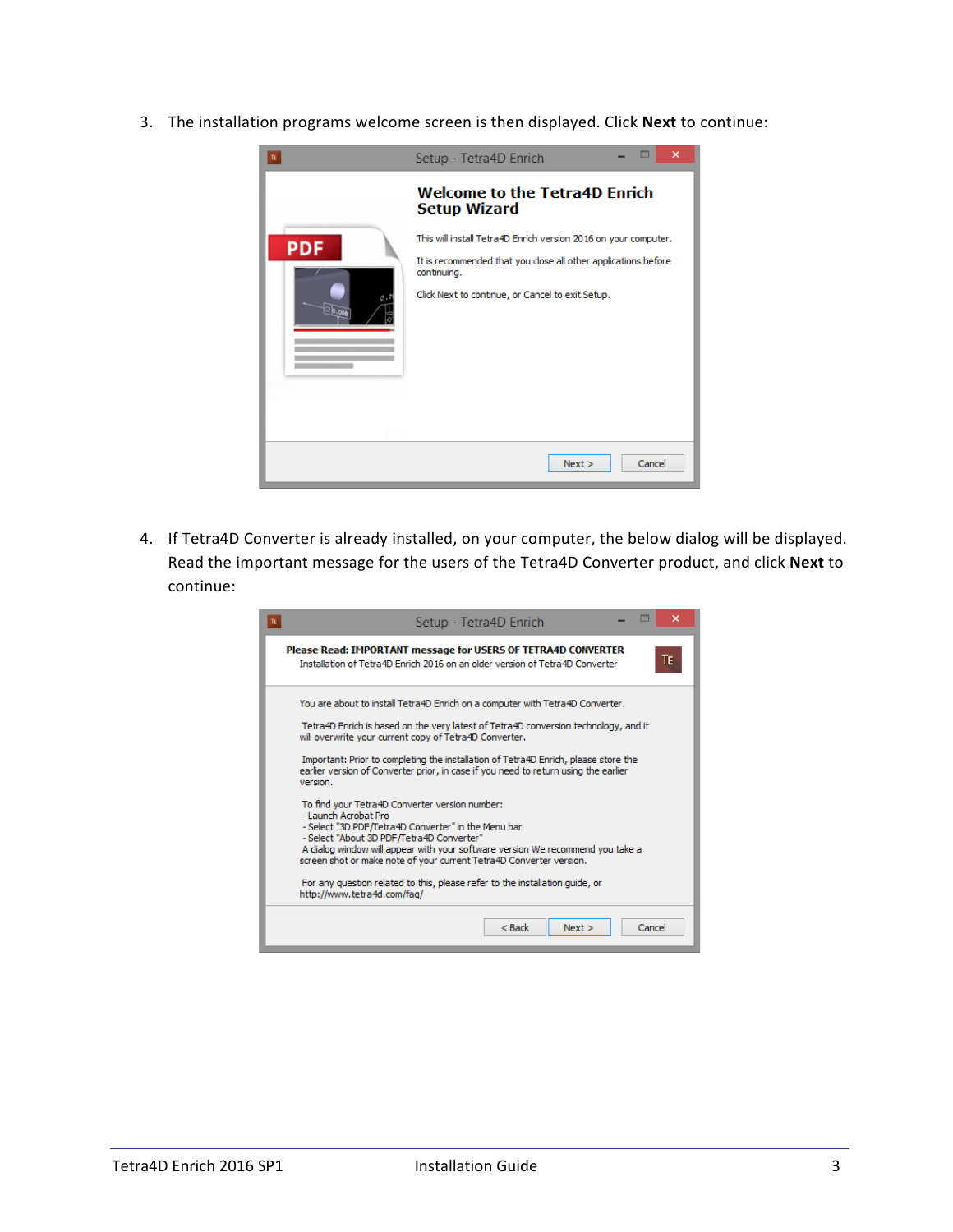3. The installation programs welcome screen is then displayed. Click **Next** to continue:

4. If Tetra4D Converter is already installed, on your computer, the below dialog will be displayed. Read the important message for the users of the Tetra4D Converter product, and click **Next** to continue: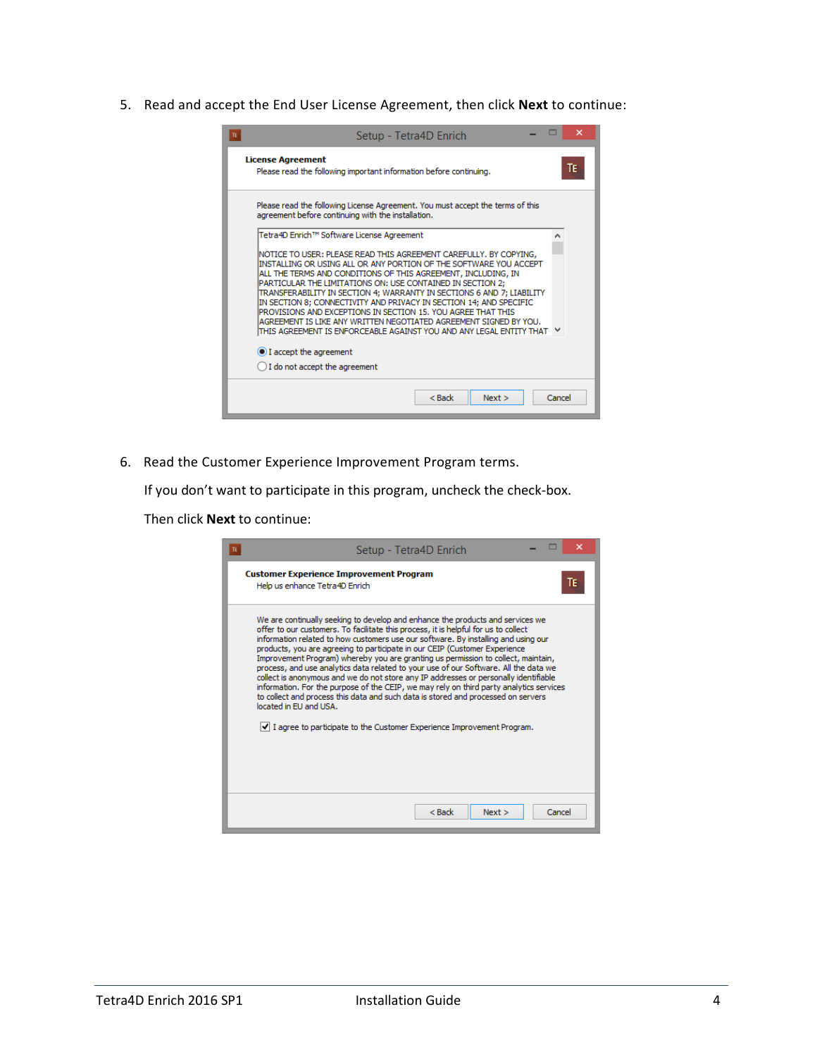5. Read and accept the End User License Agreement, then click **Next** to continue:

6. Read the Customer Experience Improvement Program terms.

   If you don't want to participate in this program, uncheck the check-box.

   Then click **Next** to continue: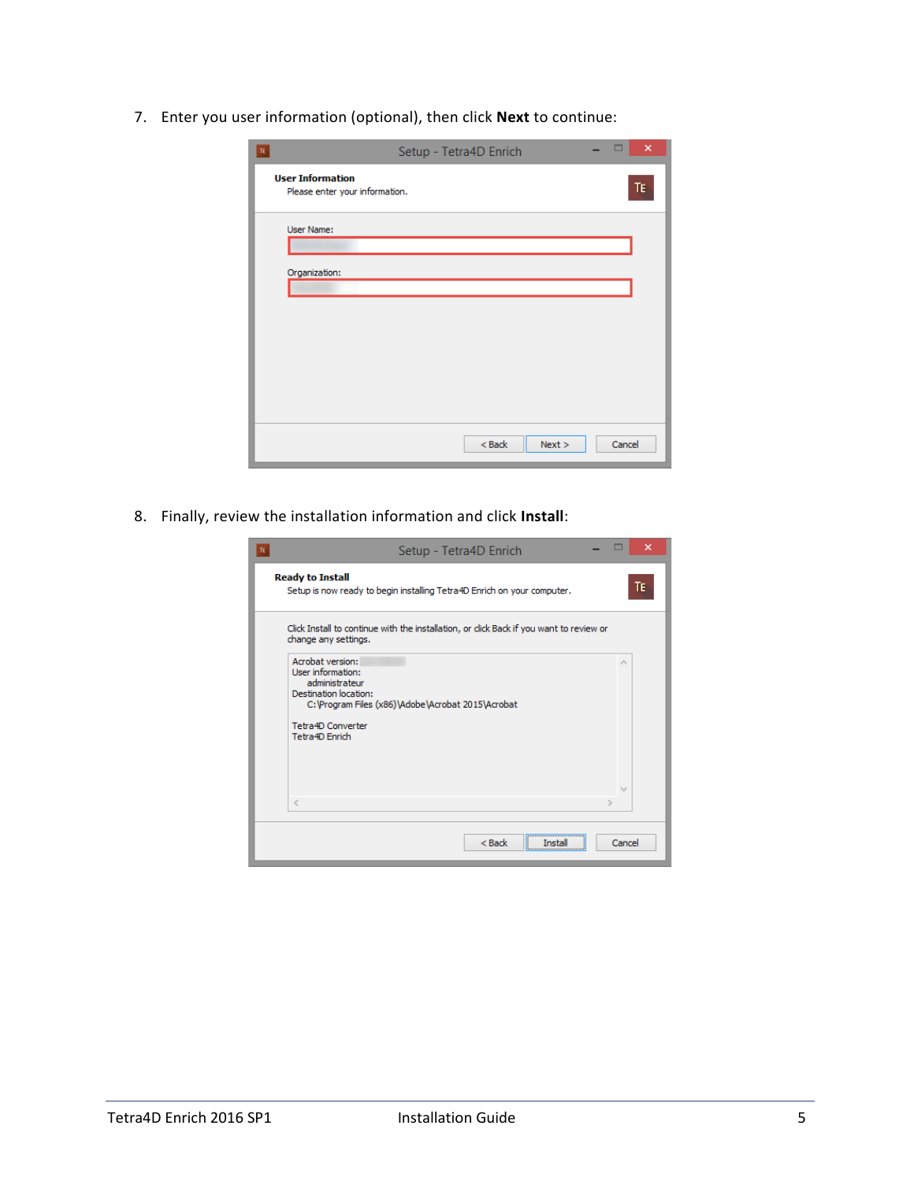7. Enter you user information (optional), then click **Next** to continue:

8. Finally, review the installation information and click **Install**: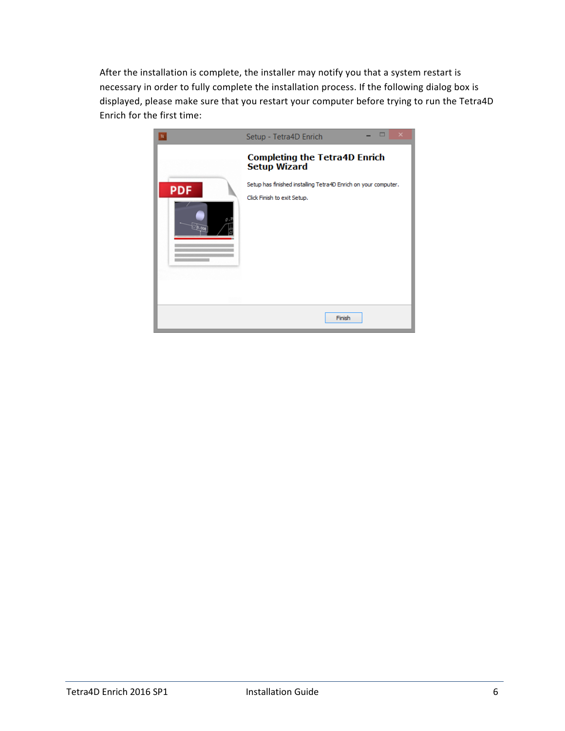After the installation is complete, the installer may notify you that a system restart is necessary in order to fully complete the installation process. If the following dialog box is displayed, please make sure that you restart your computer before trying to run the Tetra4D Enrich for the first time: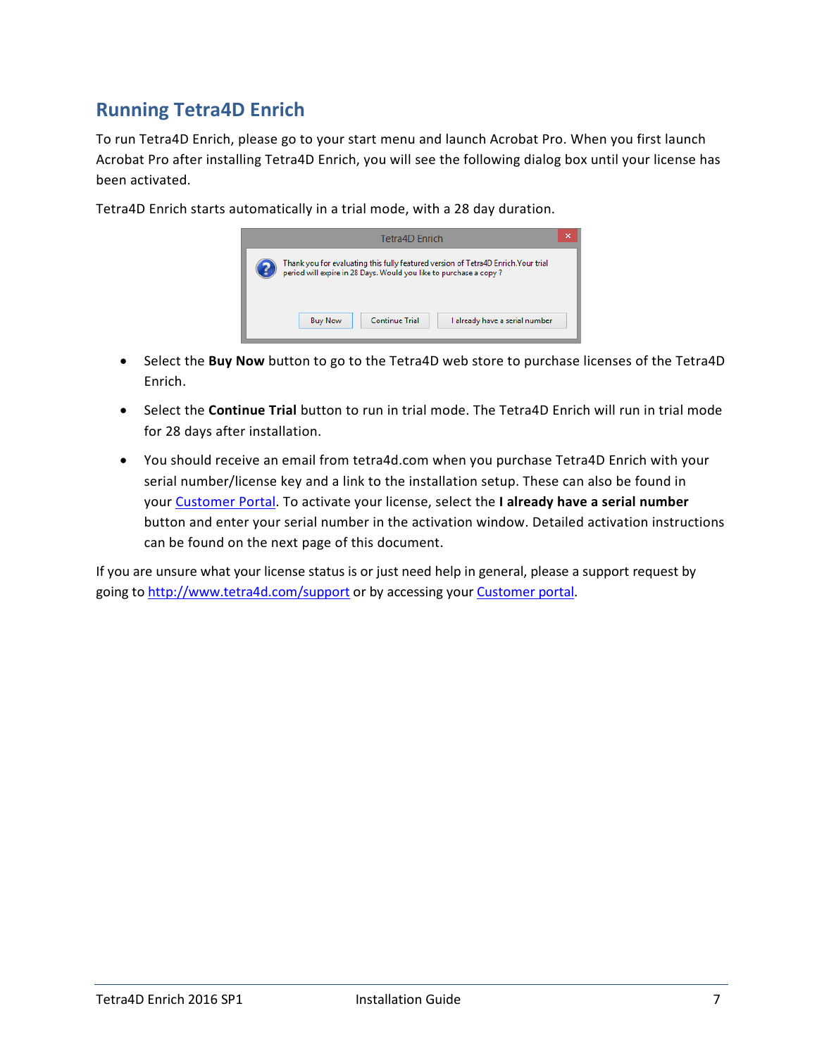## Running Tetra4D Enrich

To run Tetra4D Enrich, please go to your start menu and launch Acrobat Pro. When you first launch Acrobat Pro after installing Tetra4D Enrich, you will see the following dialog box until your license has been activated.

Tetra4D Enrich starts automatically in a trial mode, with a 28 day duration.

- Select the **Buy Now** button to go to the Tetra4D web store to purchase licenses of the Tetra4D Enrich.
- Select the **Continue Trial** button to run in trial mode. The Tetra4D Enrich will run in trial mode for 28 days after installation.
- You should receive an email from tetra4d.com when you purchase Tetra4D Enrich with your serial number/license key and a link to the installation setup. These can also be found in your Customer Portal. To activate your license, select the **I already have a serial number** button and enter your serial number in the activation window. Detailed activation instructions can be found on the next page of this document.

If you are unsure what your license status is or just need help in general, please a support request by going to http://www.tetra4d.com/support or by accessing your Customer portal.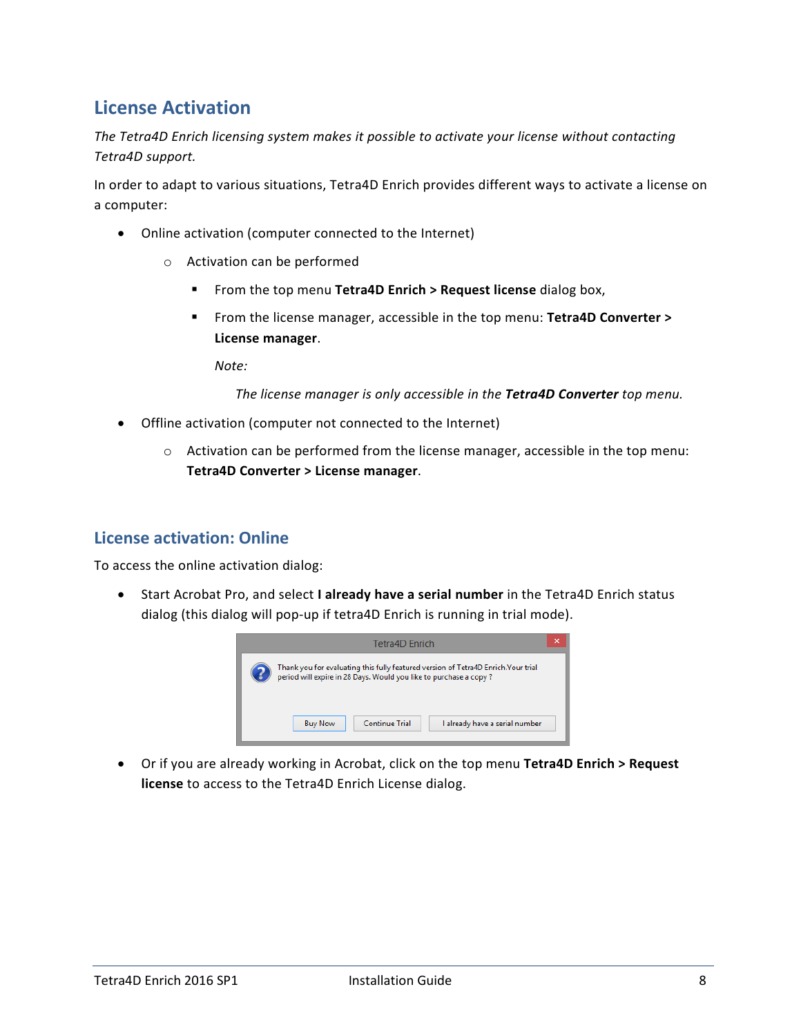## License Activation

*The Tetra4D Enrich licensing system makes it possible to activate your license without contacting Tetra4D support.*

In order to adapt to various situations, Tetra4D Enrich provides different ways to activate a license on a computer:

- Online activation (computer connected to the Internet)
  - Activation can be performed
    - From the top menu **Tetra4D Enrich > Request license** dialog box,
    - From the license manager, accessible in the top menu: **Tetra4D Converter > License manager**.

      *Note:*

      *The license manager is only accessible in the **Tetra4D Converter** top menu.*
- Offline activation (computer not connected to the Internet)
  - Activation can be performed from the license manager, accessible in the top menu: **Tetra4D Converter > License manager**.

### License activation: Online

To access the online activation dialog:

- Start Acrobat Pro, and select **I already have a serial number** in the Tetra4D Enrich status dialog (this dialog will pop-up if tetra4D Enrich is running in trial mode).
- Or if you are already working in Acrobat, click on the top menu **Tetra4D Enrich > Request license** to access to the Tetra4D Enrich License dialog.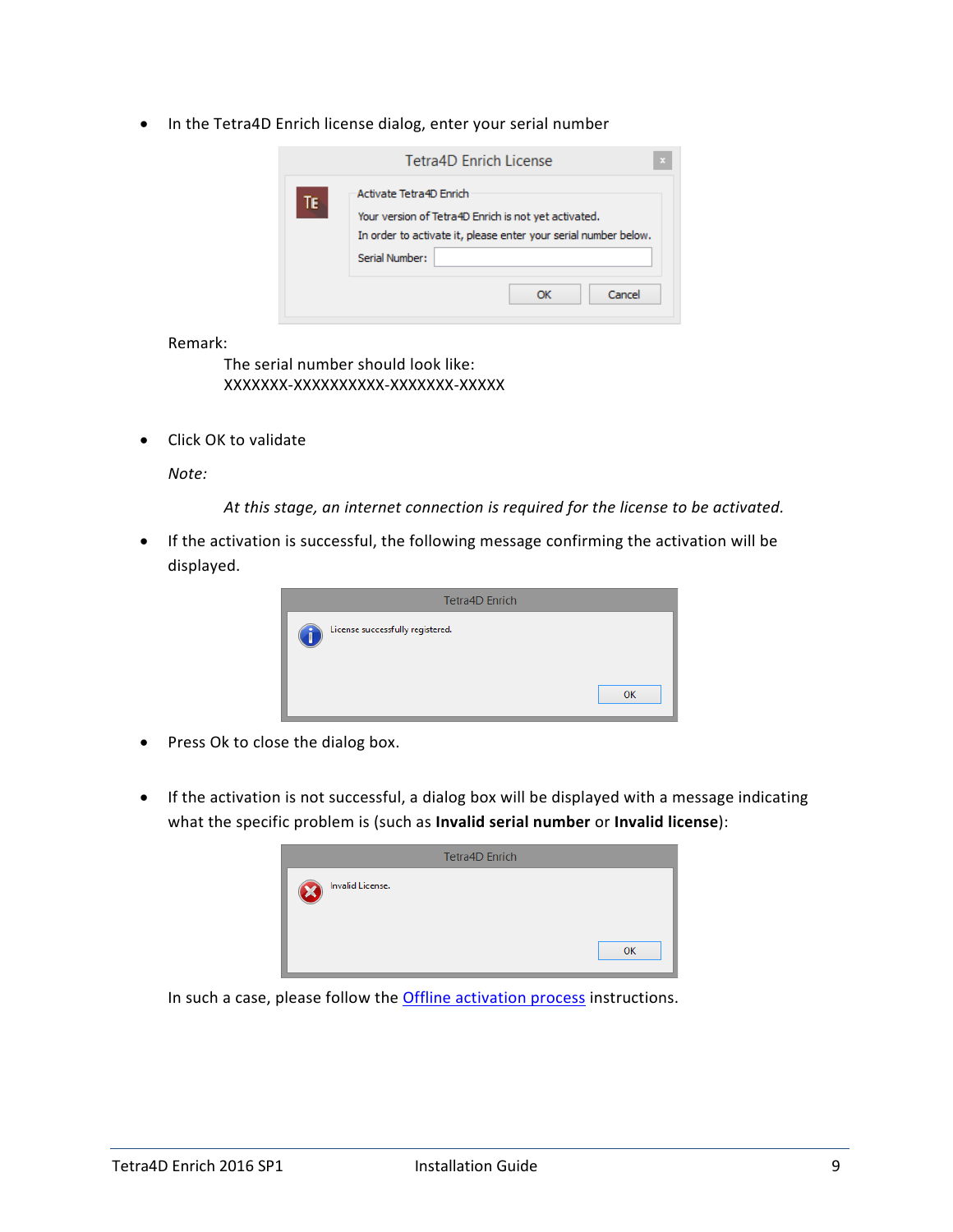- In the Tetra4D Enrich license dialog, enter your serial number

Remark:

The serial number should look like:
XXXXXXX-XXXXXXXXXX-XXXXXXX-XXXXX

- Click OK to validate

*Note:*

*At this stage, an internet connection is required for the license to be activated.*

- If the activation is successful, the following message confirming the activation will be displayed.

- Press Ok to close the dialog box.

- If the activation is not successful, a dialog box will be displayed with a message indicating what the specific problem is (such as **Invalid serial number** or **Invalid license**):

In such a case, please follow the Offline activation process instructions.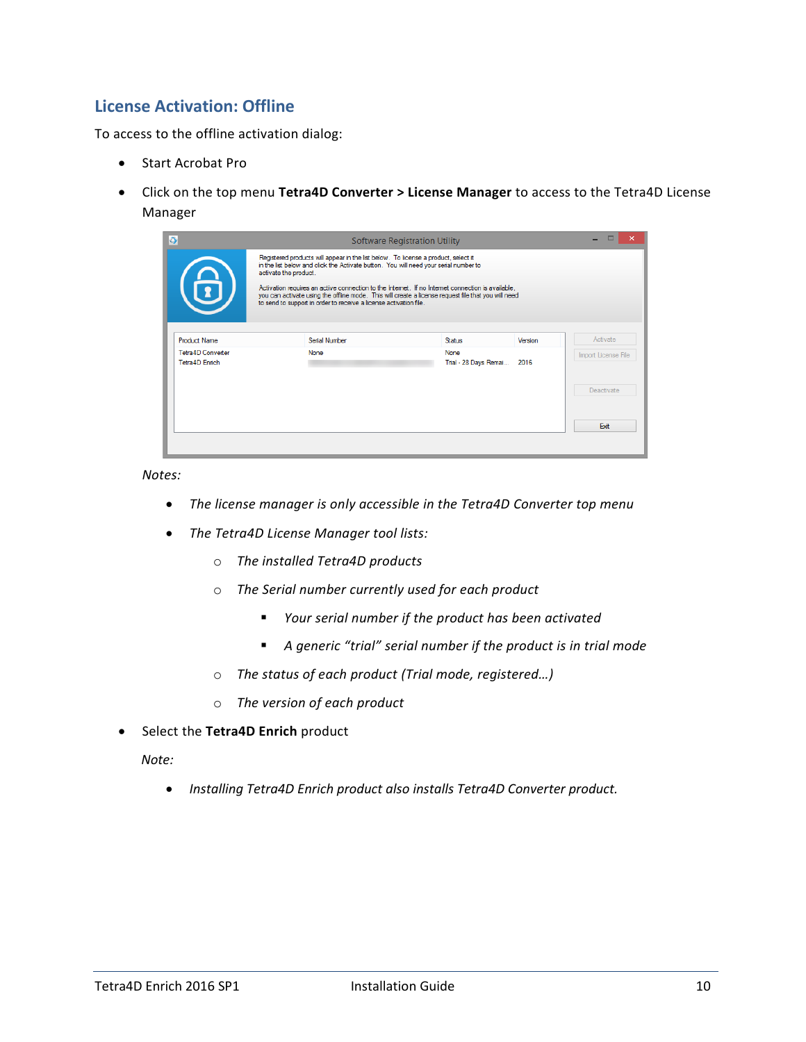## License Activation: Offline

To access to the offline activation dialog:

- Start Acrobat Pro
- Click on the top menu **Tetra4D Converter > License Manager** to access to the Tetra4D License Manager

  *Notes:*

  - *The license manager is only accessible in the Tetra4D Converter top menu*
  - *The Tetra4D License Manager tool lists:*
    - *The installed Tetra4D products*
    - *The Serial number currently used for each product*
      - *Your serial number if the product has been activated*
      - *A generic "trial" serial number if the product is in trial mode*
    - *The status of each product (Trial mode, registered…)*
    - *The version of each product*
- Select the **Tetra4D Enrich** product

  *Note:*

  - *Installing Tetra4D Enrich product also installs Tetra4D Converter product.*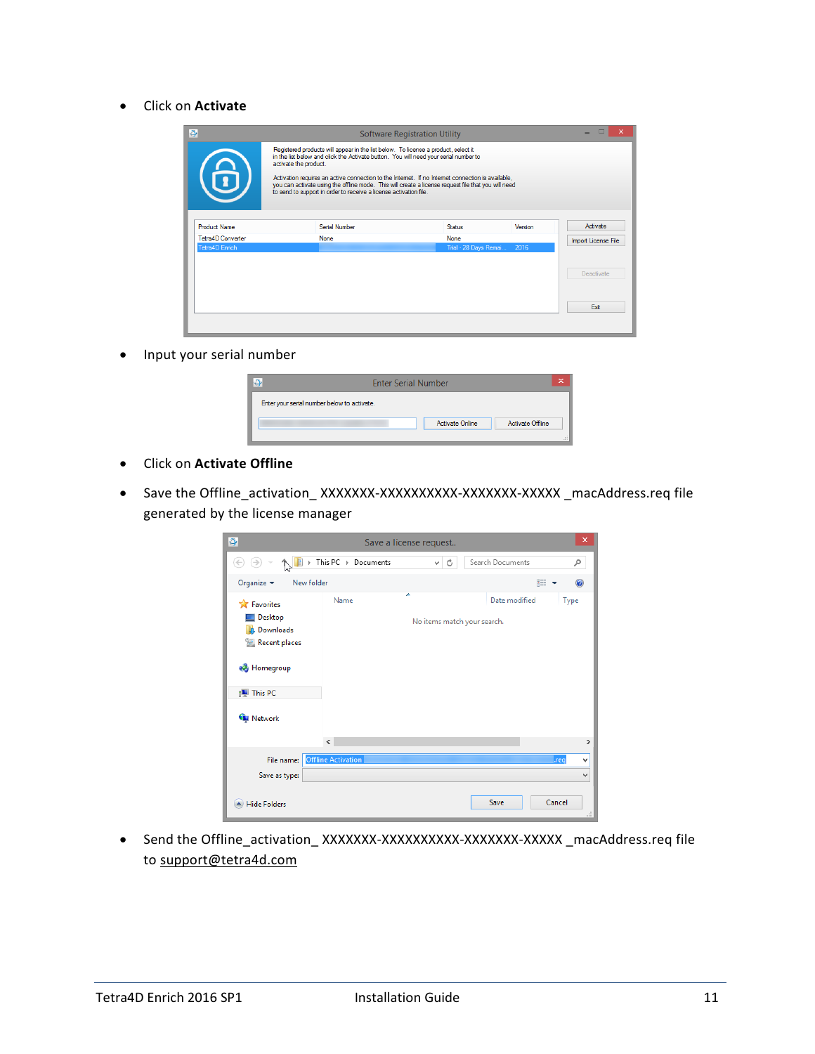- Click on **Activate**

- Input your serial number

- Click on **Activate Offline**

- Save the Offline_activation_ XXXXXXX-XXXXXXXXXX-XXXXXXX-XXXXX _macAddress.req file generated by the license manager

- Send the Offline_activation_ XXXXXXX-XXXXXXXXXX-XXXXXXX-XXXXX _macAddress.req file to support@tetra4d.com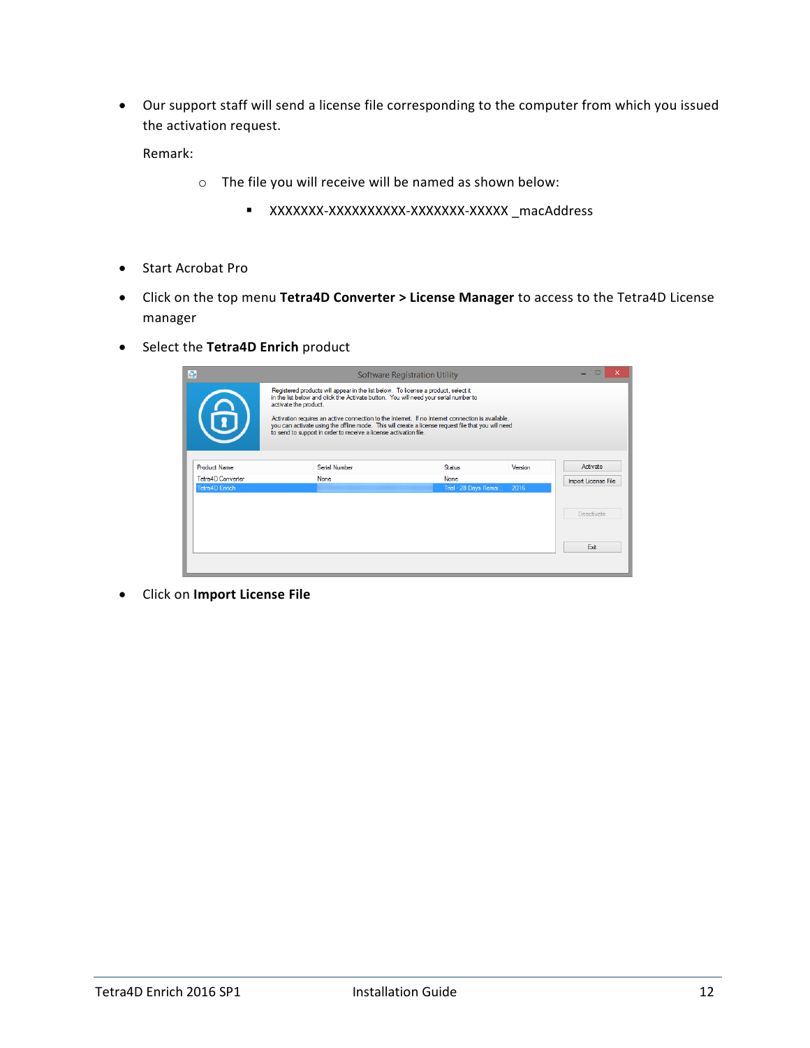- Our support staff will send a license file corresponding to the computer from which you issued the activation request.

  Remark:

  - The file you will receive will be named as shown below:
    - XXXXXXX-XXXXXXXXXX-XXXXXXX-XXXXX _macAddress

- Start Acrobat Pro
- Click on the top menu **Tetra4D Converter > License Manager** to access to the Tetra4D License manager
- Select the **Tetra4D Enrich** product
- Click on **Import License File**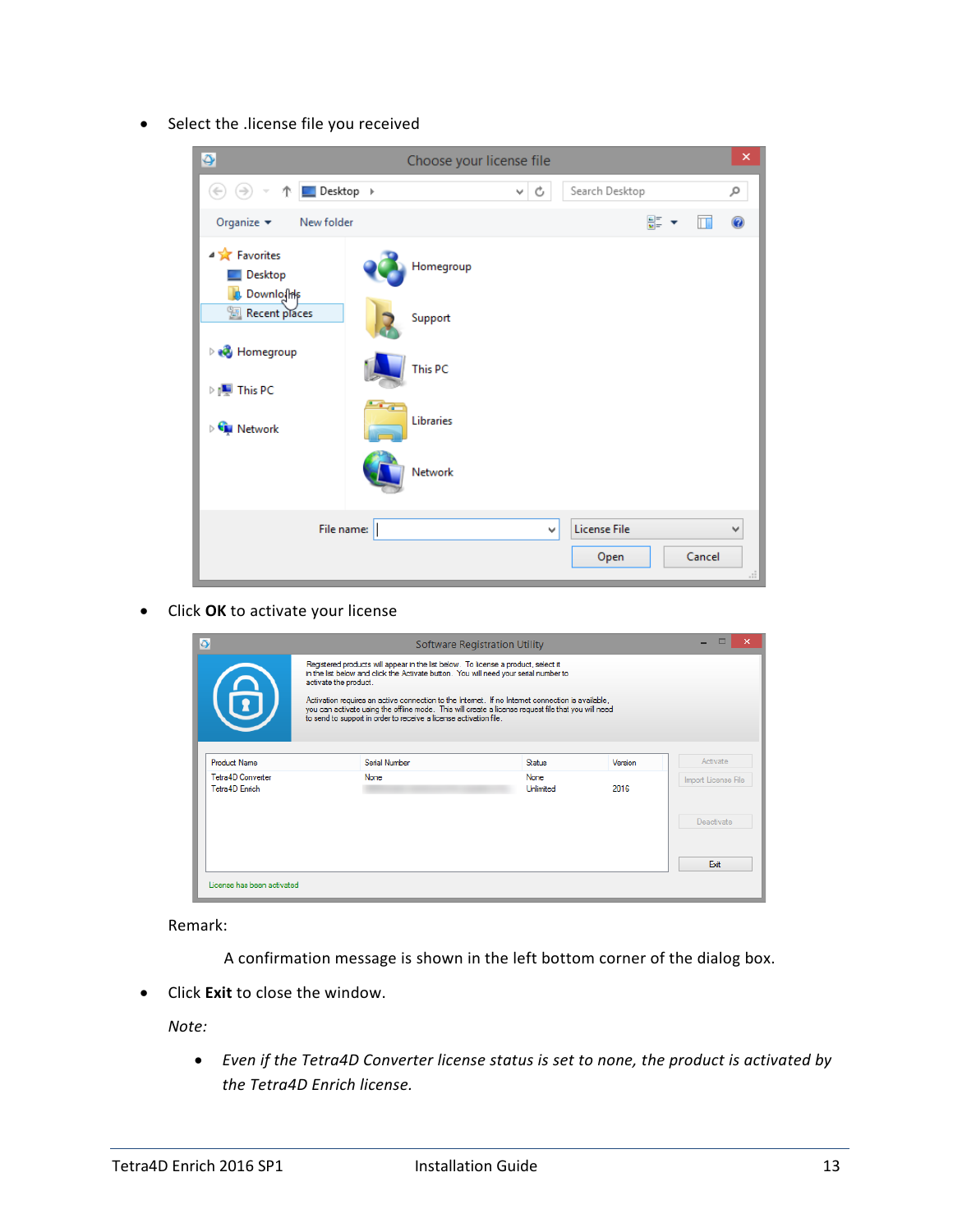- Select the .license file you received

- Click **OK** to activate your license

  Remark:

  A confirmation message is shown in the left bottom corner of the dialog box.

- Click **Exit** to close the window.

  *Note:*

  - *Even if the Tetra4D Converter license status is set to none, the product is activated by the Tetra4D Enrich license.*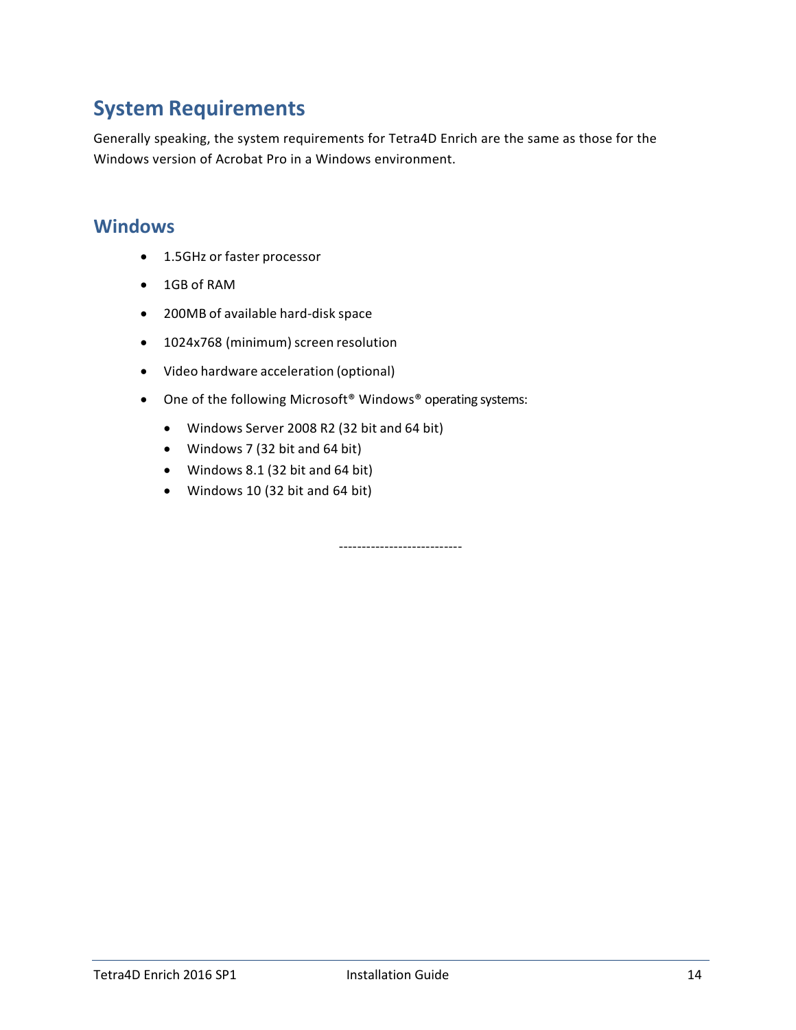# System Requirements

Generally speaking, the system requirements for Tetra4D Enrich are the same as those for the Windows version of Acrobat Pro in a Windows environment.

## Windows

- 1.5GHz or faster processor
- 1GB of RAM
- 200MB of available hard-disk space
- 1024x768 (minimum) screen resolution
- Video hardware acceleration (optional)
- One of the following Microsoft® Windows® operating systems:
  - Windows Server 2008 R2 (32 bit and 64 bit)
  - Windows 7 (32 bit and 64 bit)
  - Windows 8.1 (32 bit and 64 bit)
  - Windows 10 (32 bit and 64 bit)

---------------------------